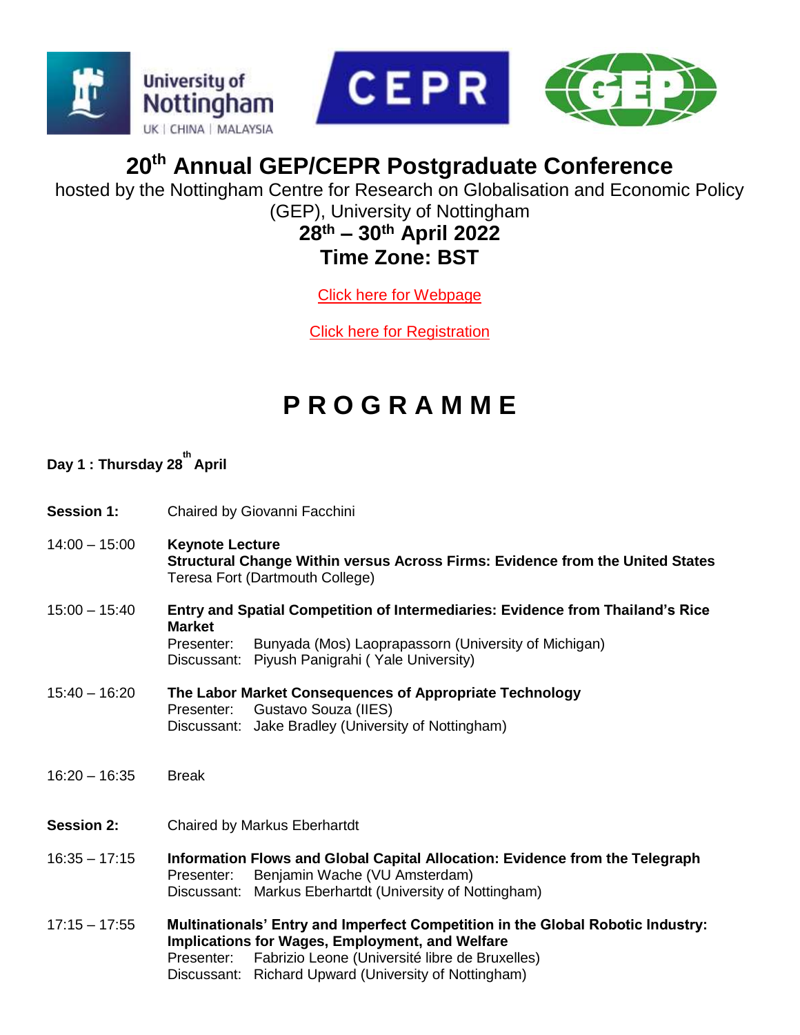# 20th Annual GEP/CEPR Postgraduate Conference

hosted by the Nottingham Centre for Research on Globalisation and Economic Policy (GEP), University of Nottingham

**28th – 30th April 2022**

**Time Zone: BST**

Click here for Webpage

Click here for Registration

# PROGRAMME

## Day 1 : Thursday 28th April

**Session 1:** Chaired by Giovanni Facchini

14:00 – 15:00 **Keynote Lecture**
**Structural Change Within versus Across Firms: Evidence from the United States**
Teresa Fort (Dartmouth College)

15:00 – 15:40 **Entry and Spatial Competition of Intermediaries: Evidence from Thailand's Rice Market**
Presenter: Bunyada (Mos) Laoprapassorn (University of Michigan)
Discussant: Piyush Panigrahi ( Yale University)

15:40 – 16:20 **The Labor Market Consequences of Appropriate Technology**
Presenter: Gustavo Souza (IIES)
Discussant: Jake Bradley (University of Nottingham)

16:20 – 16:35 Break

**Session 2:** Chaired by Markus Eberhartdt

16:35 – 17:15 **Information Flows and Global Capital Allocation: Evidence from the Telegraph**
Presenter: Benjamin Wache (VU Amsterdam)
Discussant: Markus Eberhartdt (University of Nottingham)

17:15 – 17:55 **Multinationals' Entry and Imperfect Competition in the Global Robotic Industry: Implications for Wages, Employment, and Welfare**
Presenter: Fabrizio Leone (Université libre de Bruxelles)
Discussant: Richard Upward (University of Nottingham)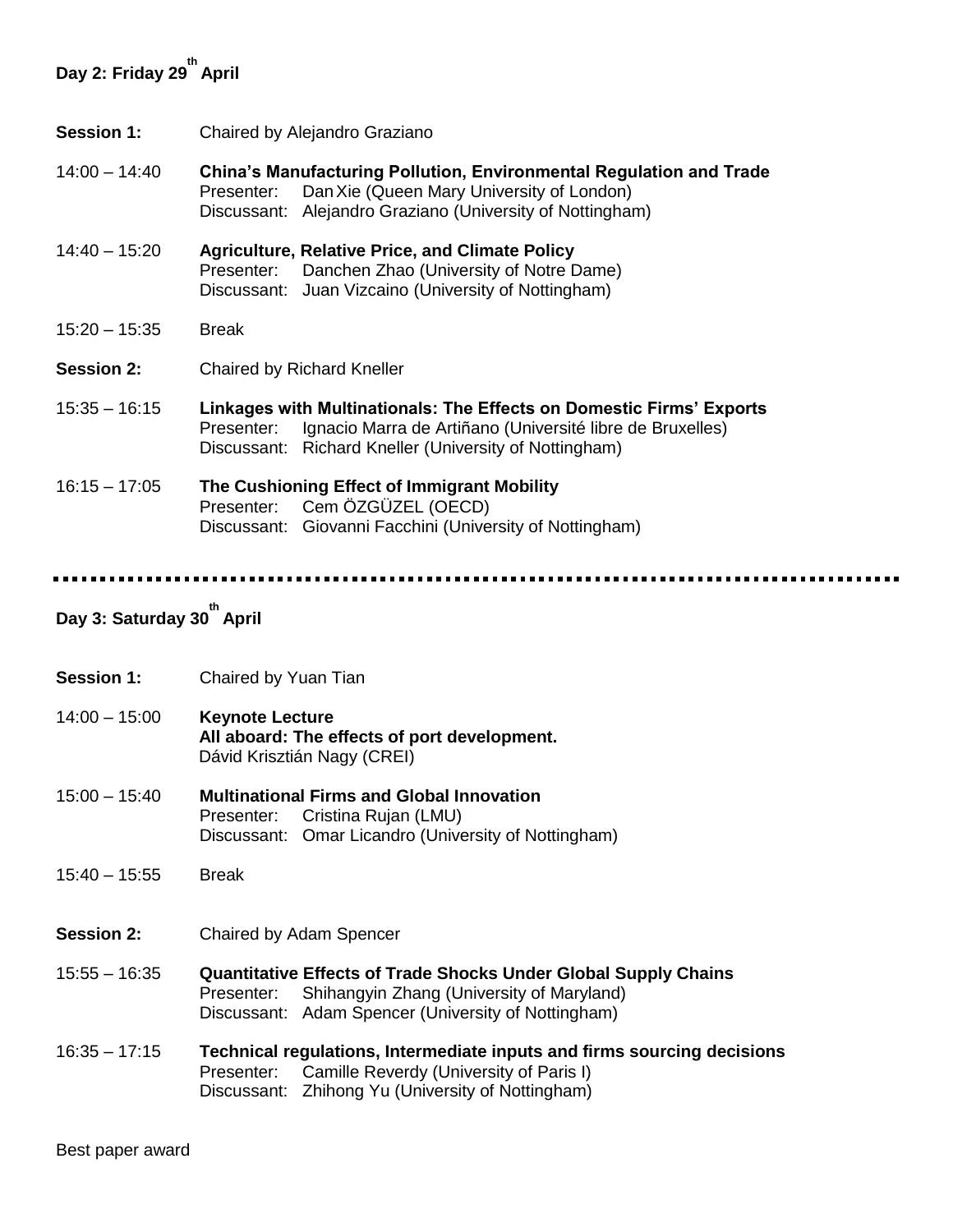## Day 2: Friday 29th April

**Session 1:** Chaired by Alejandro Graziano

14:00 – 14:40 **China's Manufacturing Pollution, Environmental Regulation and Trade**
Presenter: Dan Xie (Queen Mary University of London)
Discussant: Alejandro Graziano (University of Nottingham)

14:40 – 15:20 **Agriculture, Relative Price, and Climate Policy**
Presenter: Danchen Zhao (University of Notre Dame)
Discussant: Juan Vizcaino (University of Nottingham)

15:20 – 15:35 Break

**Session 2:** Chaired by Richard Kneller

15:35 – 16:15 **Linkages with Multinationals: The Effects on Domestic Firms' Exports**
Presenter: Ignacio Marra de Artiñano (Université libre de Bruxelles)
Discussant: Richard Kneller (University of Nottingham)

16:15 – 17:05 **The Cushioning Effect of Immigrant Mobility**
Presenter: Cem ÖZGÜZEL (OECD)
Discussant: Giovanni Facchini (University of Nottingham)

---

## Day 3: Saturday 30th April

**Session 1:** Chaired by Yuan Tian

14:00 – 15:00 **Keynote Lecture**
**All aboard: The effects of port development.**
Dávid Krisztián Nagy (CREI)

15:00 – 15:40 **Multinational Firms and Global Innovation**
Presenter: Cristina Rujan (LMU)
Discussant: Omar Licandro (University of Nottingham)

15:40 – 15:55 Break

**Session 2:** Chaired by Adam Spencer

15:55 – 16:35 **Quantitative Effects of Trade Shocks Under Global Supply Chains**
Presenter: Shihangyin Zhang (University of Maryland)
Discussant: Adam Spencer (University of Nottingham)

16:35 – 17:15 **Technical regulations, Intermediate inputs and firms sourcing decisions**
Presenter: Camille Reverdy (University of Paris I)
Discussant: Zhihong Yu (University of Nottingham)

Best paper award